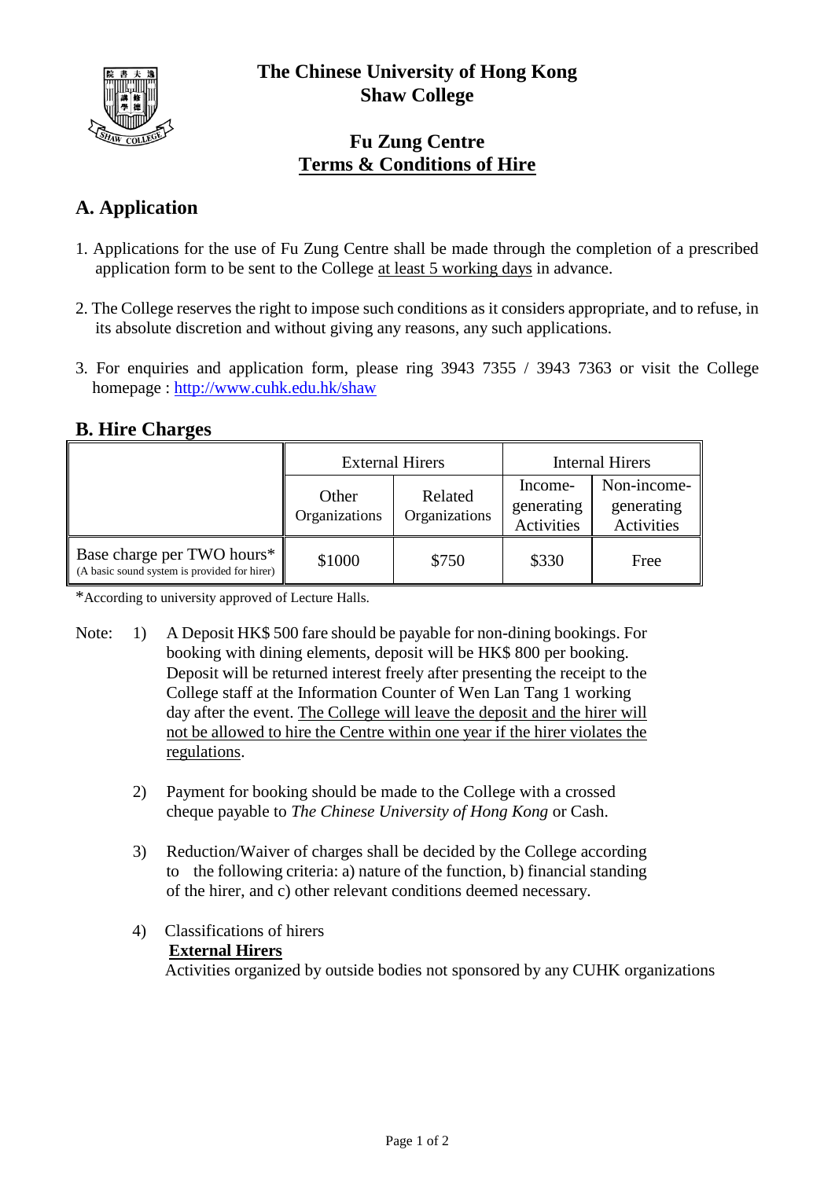# The Chinese University of Hong Kong
# Shaw College

## Fu Zung Centre
## Terms & Conditions of Hire

## A. Application

1. Applications for the use of Fu Zung Centre shall be made through the completion of a prescribed application form to be sent to the College at least 5 working days in advance.

2. The College reserves the right to impose such conditions as it considers appropriate, and to refuse, in its absolute discretion and without giving any reasons, any such applications.

3. For enquiries and application form, please ring 3943 7355 / 3943 7363 or visit the College homepage : http://www.cuhk.edu.hk/shaw

## B. Hire Charges

| | External Hirers | | Internal Hirers | |
|---|---|---|---|---|
| | Other Organizations | Related Organizations | Income-generating Activities | Non-income-generating Activities |
| Base charge per TWO hours* (A basic sound system is provided for hirer) | $1000 | $750 | $330 | Free |

*According to university approved of Lecture Halls.

Note:

1) A Deposit HK$ 500 fare should be payable for non-dining bookings. For booking with dining elements, deposit will be HK$ 800 per booking. Deposit will be returned interest freely after presenting the receipt to the College staff at the Information Counter of Wen Lan Tang 1 working day after the event. The College will leave the deposit and the hirer will not be allowed to hire the Centre within one year if the hirer violates the regulations.

2) Payment for booking should be made to the College with a crossed cheque payable to *The Chinese University of Hong Kong* or Cash.

3) Reduction/Waiver of charges shall be decided by the College according to the following criteria: a) nature of the function, b) financial standing of the hirer, and c) other relevant conditions deemed necessary.

4) Classifications of hirers

**External Hirers**

Activities organized by outside bodies not sponsored by any CUHK organizations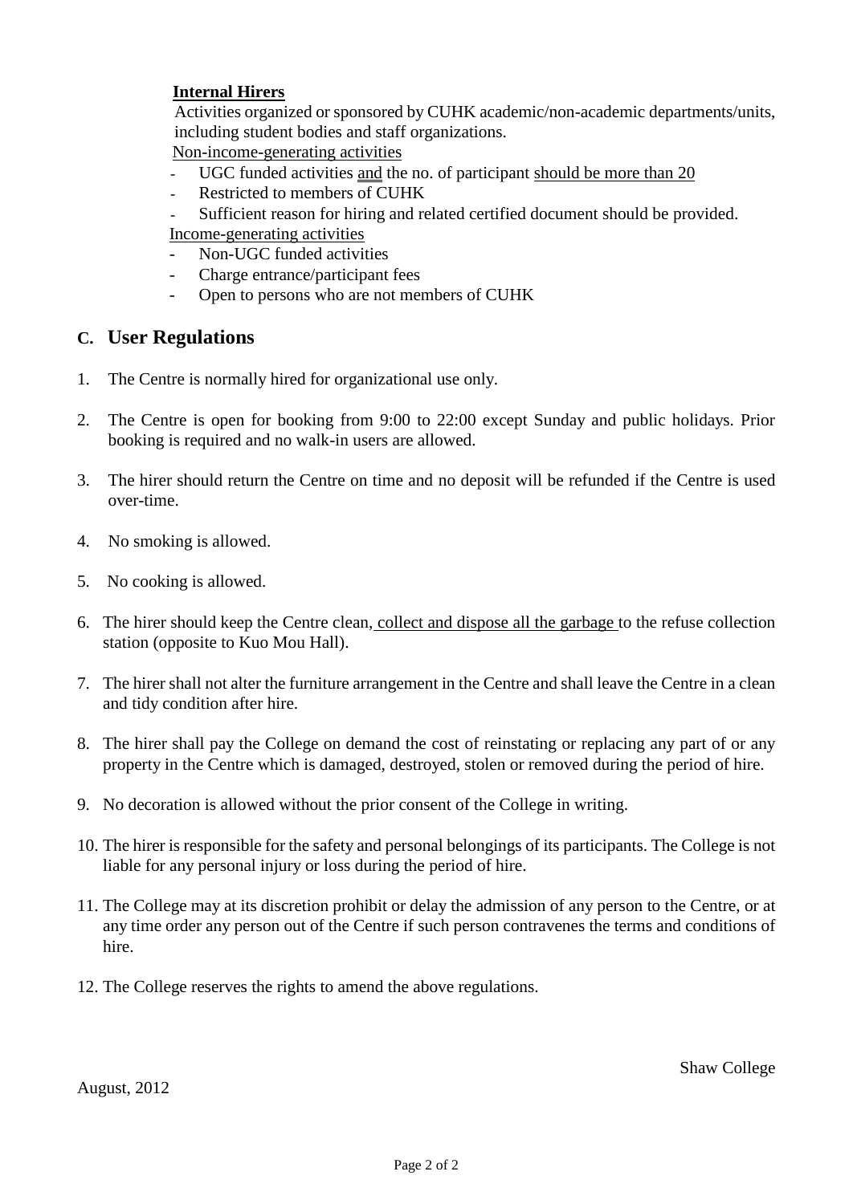**Internal Hirers**

Activities organized or sponsored by CUHK academic/non-academic departments/units, including student bodies and staff organizations.

Non-income-generating activities

- UGC funded activities and the no. of participant should be more than 20
- Restricted to members of CUHK
- Sufficient reason for hiring and related certified document should be provided.

Income-generating activities

- Non-UGC funded activities
- Charge entrance/participant fees
- Open to persons who are not members of CUHK

## C. User Regulations

1. The Centre is normally hired for organizational use only.
2. The Centre is open for booking from 9:00 to 22:00 except Sunday and public holidays. Prior booking is required and no walk-in users are allowed.
3. The hirer should return the Centre on time and no deposit will be refunded if the Centre is used over-time.
4. No smoking is allowed.
5. No cooking is allowed.
6. The hirer should keep the Centre clean, collect and dispose all the garbage to the refuse collection station (opposite to Kuo Mou Hall).
7. The hirer shall not alter the furniture arrangement in the Centre and shall leave the Centre in a clean and tidy condition after hire.
8. The hirer shall pay the College on demand the cost of reinstating or replacing any part of or any property in the Centre which is damaged, destroyed, stolen or removed during the period of hire.
9. No decoration is allowed without the prior consent of the College in writing.
10. The hirer is responsible for the safety and personal belongings of its participants. The College is not liable for any personal injury or loss during the period of hire.
11. The College may at its discretion prohibit or delay the admission of any person to the Centre, or at any time order any person out of the Centre if such person contravenes the terms and conditions of hire.
12. The College reserves the rights to amend the above regulations.

Shaw College

August, 2012